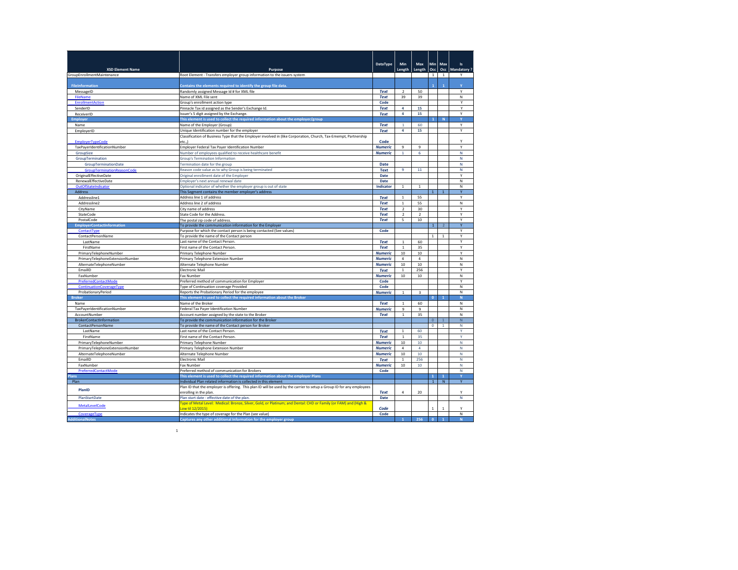| XSD Element Name | Purpose | DataType | Min Length | Max Length | Min Occ | Max Occ | Is Mandatory ? |
|---|---|---|---|---|---|---|---|
| GroupEnrollmentMaintenance | Root Element - Transfers employer group information to the issuers system | | | | 1 | 1 | Y |
| FileInformation | Contains the elements required to identify the group file data. | | | | 1 | 1 | Y |
| MessageID | Randomly assigned Message Id # for XML file | Text | 2 | 50 | | | Y |
| FileName | Name of XML File sent | Text | 39 | 39 | | | N |
| EnrollmentAction | Group's enrollment action type | Code | | | | | Y |
| SenderID | Pinnacle Tax id assigned as the Sender's Exchange Id. | Text | 4 | 15 | | | Y |
| ReceiverID | Issuer's 5 digit assigned by the Exchange. | Text | 4 | 15 | | | Y |
| Employer | This element is used to collect the required information about the employer/group | | | | 1 | N | Y |
| Name | Name of the Employer (Group) | Text | 1 | 60 | | | Y |
| EmployerID | Unique Identification number for the employer | Text | 4 | 15 | | | Y |
| EmployerTypeCode | Classification of Business Type that the Employer involved in (like Corporation, Church, Tax-Emempt, Partnership etc.,) | Code | | | | | Y |
| TaxPayerIdentificationNumber | Employer Federal Tax Payer Identification Number | Numeric | 9 | 9 | | | Y |
| GroupSize | Number of employees qualified to receive healthcare benefit | Numeric | 1 | 6 | | | N |
| GroupTermination | Group's Termination Information | | | | | | N |
| GroupTerminationDate | Termination date for the group | Date | | | | | N |
| GroupTerminationReasonCode | Reason code value as to why Group is being terminated | Text | 9 | 11 | | | N |
| OriginalEffectiveDate | Original enrollment date of the Employer | Date | | | | | Y |
| RenewalEffectiveDate | Employer's next annual renewal date | Date | | | | | N |
| OutOfStateIndicator | Optional indicator of whether the employer group is out of state | Indicator | 1 | 1 | | | N |
| Address | This Segment contains the member employer's address | | | | 1 | 1 | Y |
| Addressline1 | Address line 1 of address | Text | 1 | 55 | | | Y |
| Addressline2 | Address line 2 of address | Text | 1 | 55 | | | N |
| CityName | City name of address | Text | 2 | 30 | | | Y |
| StateCode | State Code for the Address. | Text | 2 | 2 | | | Y |
| PostalCode | The postal zip code of address. | Text | 5 | 10 | | | Y |
| EmployerContactInformation | To provide the communication information for the Employer | | | | 1 | 2 | Y |
| ContactType | Purpose for which the contact person is being contacted (See values) | Code | | | | | Y |
| ContactPersonName | To provide the name of the Contact person | | | | 1 | 1 | Y |
| LastName | Last name of the Contact Person. | Text | 1 | 60 | | | Y |
| FirstName | First name of the Contact Person. | Text | 1 | 35 | | | Y |
| PrimaryTelephoneNumber | Primary Telephone Number | Numeric | 10 | 10 | | | Y |
| PrimaryTelephoneExtensionNumber | Primary Telephone Extension Number | Numeric | 4 | 4 | | | N |
| AlternateTelephoneNumber | Alternate Telephone Number | Numeric | 10 | 10 | | | N |
| EmailID | Electronic Mail | Text | 1 | 256 | | | Y |
| FaxNumber | Fax Number | Numeric | 10 | 10 | | | N |
| PreferredContactMode | Preferred method of communication for Employer | Code | | | | | Y |
| ContinuationCoverageType | Type of Continuation coverage Provided | Code | | | | | N |
| ProbationaryPeriod | Reports the Probationary Period for the employee | Numeric | 1 | 3 | | | N |
| Broker | This element is used to collect the required information about the Broker | | | | 0 | 1 | N |
| Name | Name of the Broker | Text | 1 | 60 | | | N |
| TaxPayerIdentificationNumber | Federal Tax Payer Identification Number | Numeric | 9 | 9 | | | N |
| AccountNumber | Account number assigned by the state to the Broker | Text | 1 | 35 | | | N |
| BrokerContactInformation | To provide the communication information for the Broker | | | | 0 | 1 | N |
| ContactPersonName | To provide the name of the Contact person for Broker | | | | 0 | 1 | N |
| LastName | Last name of the Contact Person. | Text | 1 | 60 | | | Y |
| FirstName | First name of the Contact Person. | Text | 1 | 35 | | | Y |
| PrimaryTelephoneNumber | Primary Telephone Number | Numeric | 10 | 10 | | | N |
| PrimaryTelephoneExtensionNumber | Primary Telephone Extension Number | Numeric | 4 | 4 | | | N |
| AlternateTelephoneNumber | Alternate Telephone Number | Numeric | 10 | 10 | | | N |
| EmailID | Electronic Mail | Text | 1 | 256 | | | N |
| FaxNumber | Fax Number | Numeric | 10 | 10 | | | N |
| PreferredContactMode | Preferred method of communication for Brokers | Code | | | | | N |
| Plans | This element is used to collect the required information about the employer Plans | | | | 1 | 1 | Y |
| Plan | Individual Plan related information is collected in this element | | | | 1 | N | Y |
| **PlanID** | Plan ID that the employer is offering. This plan ID will be used by the carrier to setup a Group ID for any employees enrolling in the plan. | Text | 4 | 20 | | | Y |
| PlanStartDate | Plan start date - effective date of the plan. | Date | | | | | N |
| MetalLevelCode | Type of Metal Level: Medical: Bronze, Silver, Gold, or Platinum; and Dental: CHD or Family (or FAM) and (High & Low til 12/2015) | Code | | | 1 | 1 | Y |
| CoverageType | Indicates the type of coverage for the Plan (see value) | Code | | | | | N |
| AdditionalNotes | Captures any other additional Information for the employer group | | 1 | 256 | 0 | 1 | N |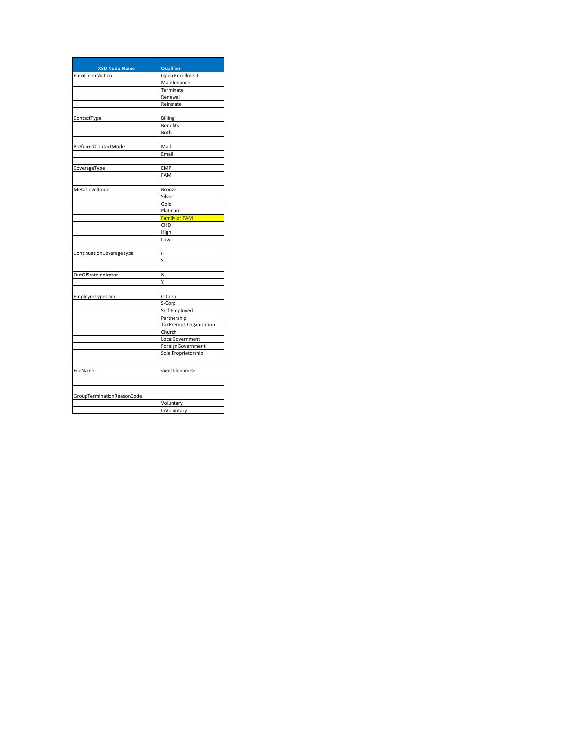| XSD Node Name | Qualifier |
| --- | --- |
| EnrollmentAction | Open Enrollment |
| | Maintenance |
| | Terminate |
| | Renewal |
| | Reinstate |
| | |
| ContactType | Billing |
| | Benefits |
| | Both |
| | |
| PreferredContactMode | Mail |
| | Email |
| | |
| CoverageType | EMP |
| | FAM |
| | |
| MetalLevelCode | Bronze |
| | Silver |
| | Gold |
| | Platinum |
| | Family or FAM |
| | CHD |
| | High |
| | Low |
| | |
| ContinuationCoverageType | C |
| | S |
| | |
| OutOfStateIndicator | N |
| | Y |
| | |
| EmployerTypeCode | C-Corp |
| | S-Corp |
| | Self-Employed |
| | Partnership |
| | TaxExempt-Organization |
| | Church |
| | LocalGovernment |
| | ForeignGovernment |
| | Sole Proprietorship |
| | |
| FileName | <xml filename> |
| | |
| | |
| GroupTerminationReasonCode | |
| | Voluntary |
| | InVoluntary |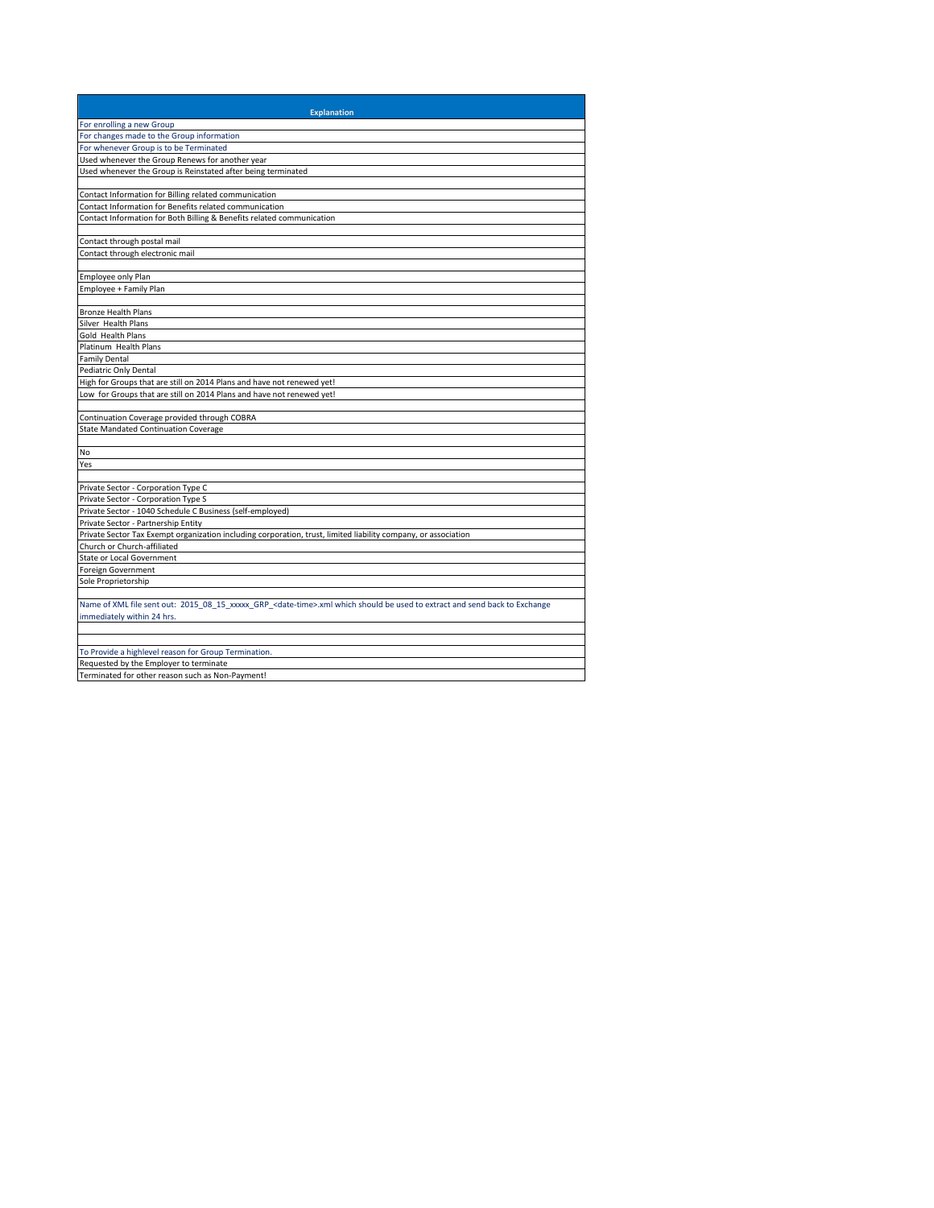| Explanation |
|---|
| For enrolling a new Group |
| For changes made to the Group information |
| For whenever Group is to be Terminated |
| Used whenever the Group Renews for another year |
| Used whenever the Group is Reinstated after being terminated |
| |
| Contact Information for Billing related communication |
| Contact Information for Benefits related communication |
| Contact Information for Both Billing & Benefits related communication |
| |
| Contact through postal mail |
| Contact through electronic mail |
| |
| Employee only Plan |
| Employee + Family Plan |
| |
| Bronze Health Plans |
| Silver Health Plans |
| Gold Health Plans |
| Platinum Health Plans |
| Family Dental |
| Pediatric Only Dental |
| High for Groups that are still on 2014 Plans and have not renewed yet! |
| Low for Groups that are still on 2014 Plans and have not renewed yet! |
| |
| Continuation Coverage provided through COBRA |
| State Mandated Continuation Coverage |
| |
| No |
| Yes |
| |
| Private Sector - Corporation Type C |
| Private Sector - Corporation Type S |
| Private Sector - 1040 Schedule C Business (self-employed) |
| Private Sector - Partnership Entity |
| Private Sector Tax Exempt organization including corporation, trust, limited liability company, or association |
| Church or Church-affiliated |
| State or Local Government |
| Foreign Government |
| Sole Proprietorship |
| |
| Name of XML file sent out: 2015_08_15_xxxxx_GRP_<date-time>.xml which should be used to extract and send back to Exchange immediately within 24 hrs. |
| |
| |
| To Provide a highlevel reason for Group Termination. |
| Requested by the Employer to terminate |
| Terminated for other reason such as Non-Payment! |